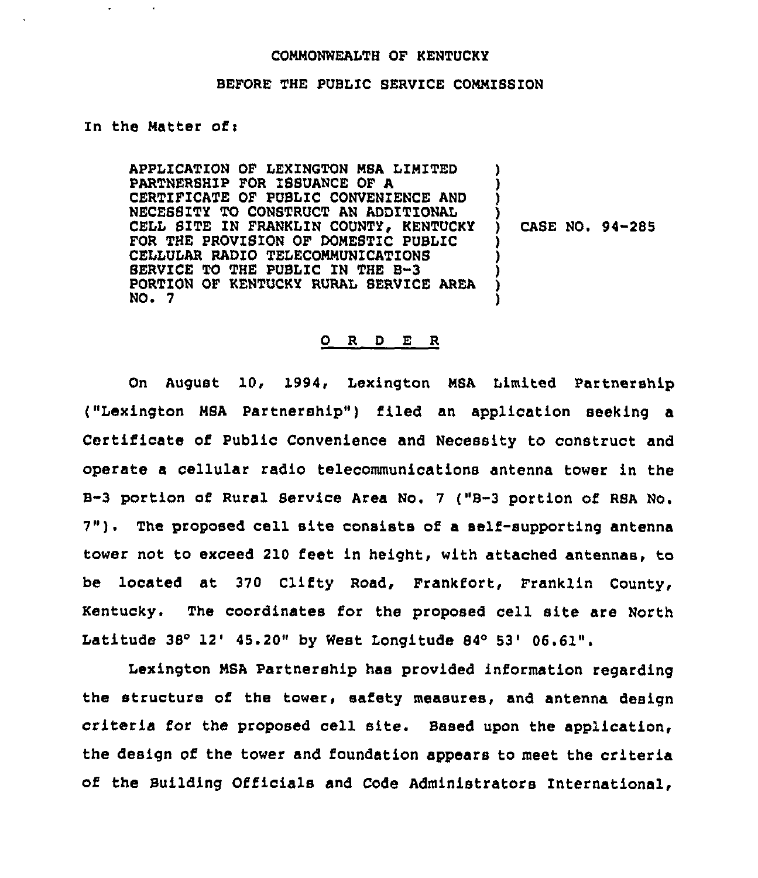COMMONWEALTH OF KENTUCKY

BEFORE THE PUBLIC SERVICE COMMISSION

In the Matter of:

APPLICATION OF LEXINGTON MSA LIMITED PARTNERSHIP FOR ISSUANCE OF A CERTIFICATE OF PUBLIC CONVENIENCE AND NECESSITY TO CONSTRUCT AN ADDITIONAL CELL SITE IN FRANKLIN COUNTY, KENTUCKY FOR THE PROVISION OF DOMESTIC PUBLIC CELLULAR RADIO TELECOMMUNICATIONS SERVICE TO THE PUBLIC IN THE B-3 PORTION OF KENTUCKY RURAL SERVICE AREA NO. 7 ) CASE NO. 94-285

O R D E R

On August 10, 1994, Lexington MSA Limited Partnership ("Lexington MSA Partnership") filed an application seeking a Certificate of Public Convenience and Necessity to construct and operate a cellular radio telecommunications antenna tower in the B-3 portion of Rural Service Area No. 7 ("B-3 portion of RSA No. 7"). The proposed cell site consists of a self-supporting antenna tower not to exceed 210 feet in height, with attached antennas, to be located at 370 Clifty Road, Frankfort, Franklin County, Kentucky. The coordinates for the proposed cell site are North Latitude 38° 12' 45.20" by West Longitude 84° 53' 06.61".

Lexington MSA Partnership has provided information regarding the structure of the tower, safety measures, and antenna design criteria for the proposed cell site. Based upon the application, the design of the tower and foundation appears to meet the criteria of the Building Officials and Code Administrators International,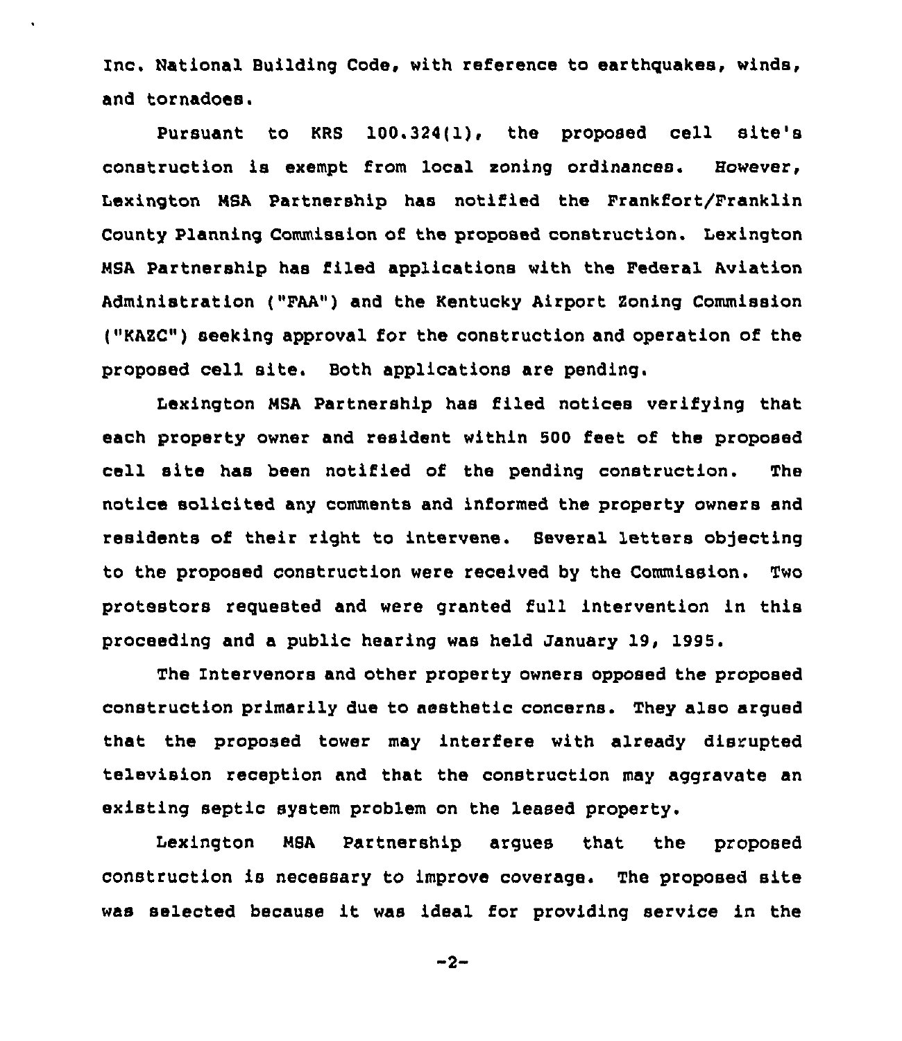Inc. National Building Code, with reference to earthquakes, winds, and tornadoes.

Pursuant to KRS 100.324(1), the proposed cell site's construction is exempt from local zoning ordinances. However, Lexington MSA Partnership has notified the Frankfort/Franklin County Planning Commission of the proposed construction. Lexington MSA Partnership has filed applications with the Federal Aviation Administration ("FAA") and the Kentucky Airport Zoning Commission ("KAZC") seeking approval for the construction and operation of the proposed cell site. Both applications are pending.

Lexington MSA Partnership has filed notices verifying that each property owner and resident within 500 feet of the proposed cell site has been notified of the pending construction. The notice solicited any comments and informed the property owners and residents of their right to intervene. Several letters objecting to the proposed construction were received by the Commission. Two protestors requested and were granted full intervention in this proceeding and a public hearing was held January 19, 1995.

The Intervenors and other property owners opposed the proposed construction primarily due to aesthetic concerns. They also argued that the proposed tower may interfere with already disrupted television reception and that the construction may aggravate an existing septic system problem on the leased property.

Lexington MSA Partnership argues that the proposed construction is necessary to improve coverage. The proposed site was selected because it was ideal for providing service in the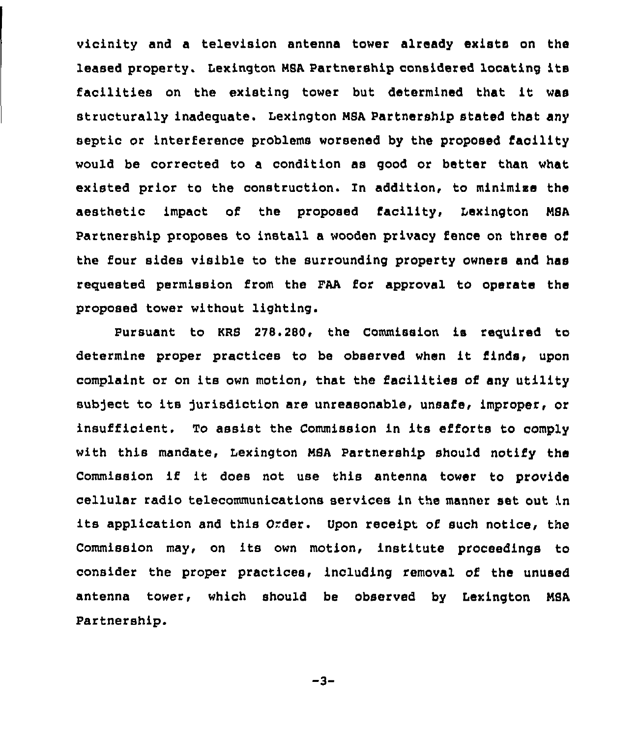vicinity and a television antenna tower already exists on the leased property. Lexington MSA Partnership considered locating its facilities on the existing tower but determined that it was structurally inadequate. Lexington MSA Partnership stated that any septic or interference problems worsened by the proposed facility would be corrected to a condition as good or better than what existed prior to the construction. In addition, to minimize the aesthetic impact of the proposed facility, Lexington MSA Partnership proposes to install a wooden privacy fence on three of the four sides visible to the surrounding property owners and has requested permission from the FAA for approval to operate the proposed tower without lighting.

Pursuant to KRS 278.280, the Commission is required to determine proper practices to be observed when it finds, upon complaint or on its own motion, that the facilities of any utility subject to its jurisdiction are unreasonable, unsafe, improper, or insufficient. To assist the Commission in its efforts to comply with this mandate, Lexington MSA Partnership should notify the Commission if it does not use this antenna tower to provide cellular radio telecommunications services in the manner set out in its application and this Order. Upon receipt of such notice, the Commission may, on its own motion, institute proceedings to consider the proper practices, including removal of the unused antenna tower, which should be observed by Lexington MSA Partnership.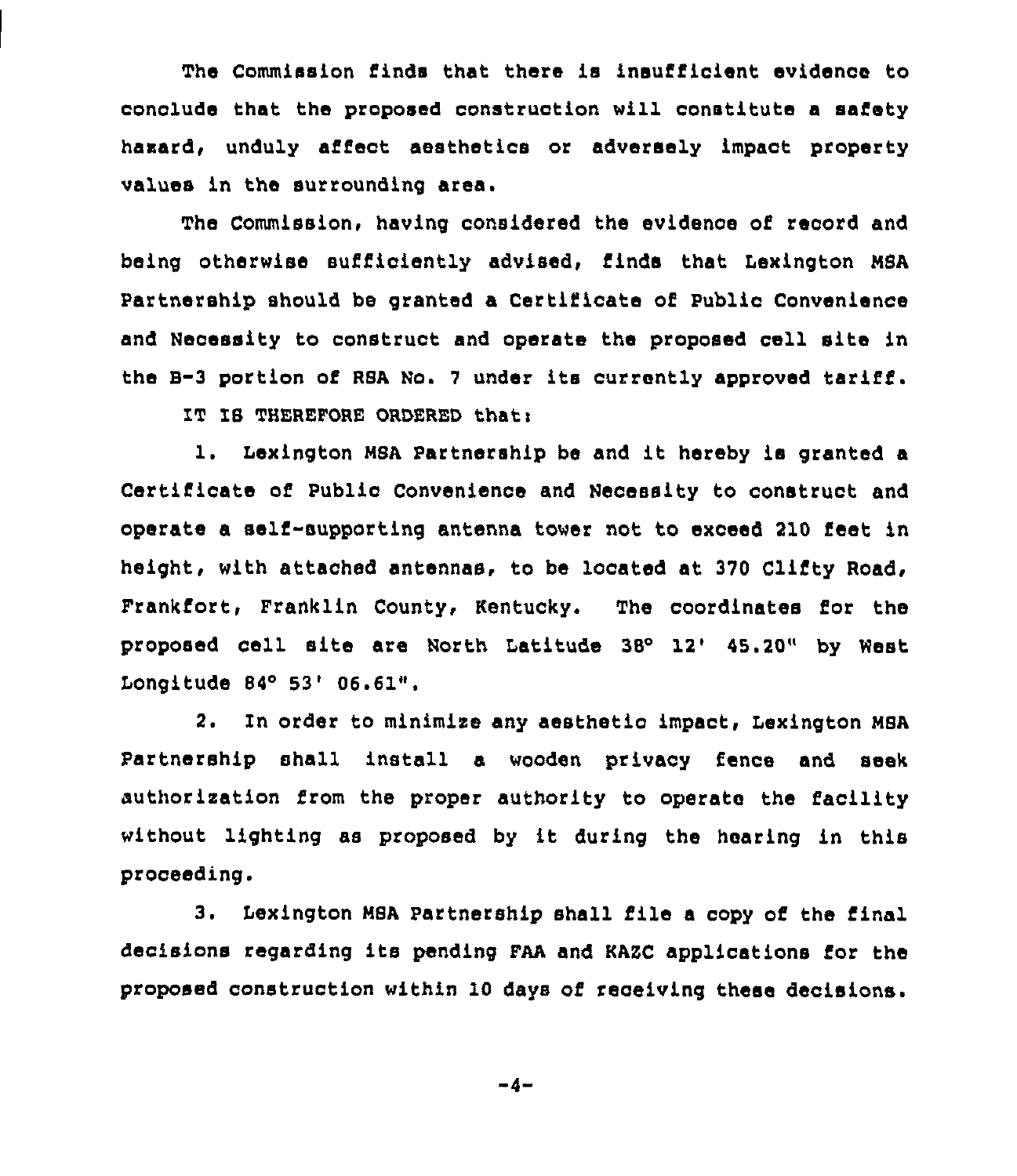The Commission finds that there is insufficient evidence to conclude that the proposed construction will constitute a safety hazard, unduly affect aesthetics or adversely impact property values in the surrounding area.

The Commission, having considered the evidence of record and being otherwise sufficiently advised, finds that Lexington MSA Partnership should be granted a Certificate of Public Convenience and Necessity to construct and operate the proposed cell site in the B-3 portion of RSA No. 7 under its currently approved tariff.

IT IS THEREFORE ORDERED that:

1. Lexington MSA Partnership be and it hereby is granted a Certificate of Public Convenience and Necessity to construct and operate a self-supporting antenna tower not to exceed 210 feet in height, with attached antennas, to be located at 370 Clifty Road, Frankfort, Franklin County, Kentucky. The coordinates for the proposed cell site are North Latitude 38° 12' 45.20" by West Longitude 84° 53' 06.61".

2. In order to minimize any aesthetic impact, Lexington MSA Partnership shall install a wooden privacy fence and seek authorization from the proper authority to operate the facility without lighting as proposed by it during the hearing in this proceeding.

3. Lexington MSA Partnership shall file a copy of the final decisions regarding its pending FAA and KAZC applications for the proposed construction within 10 days of receiving these decisions.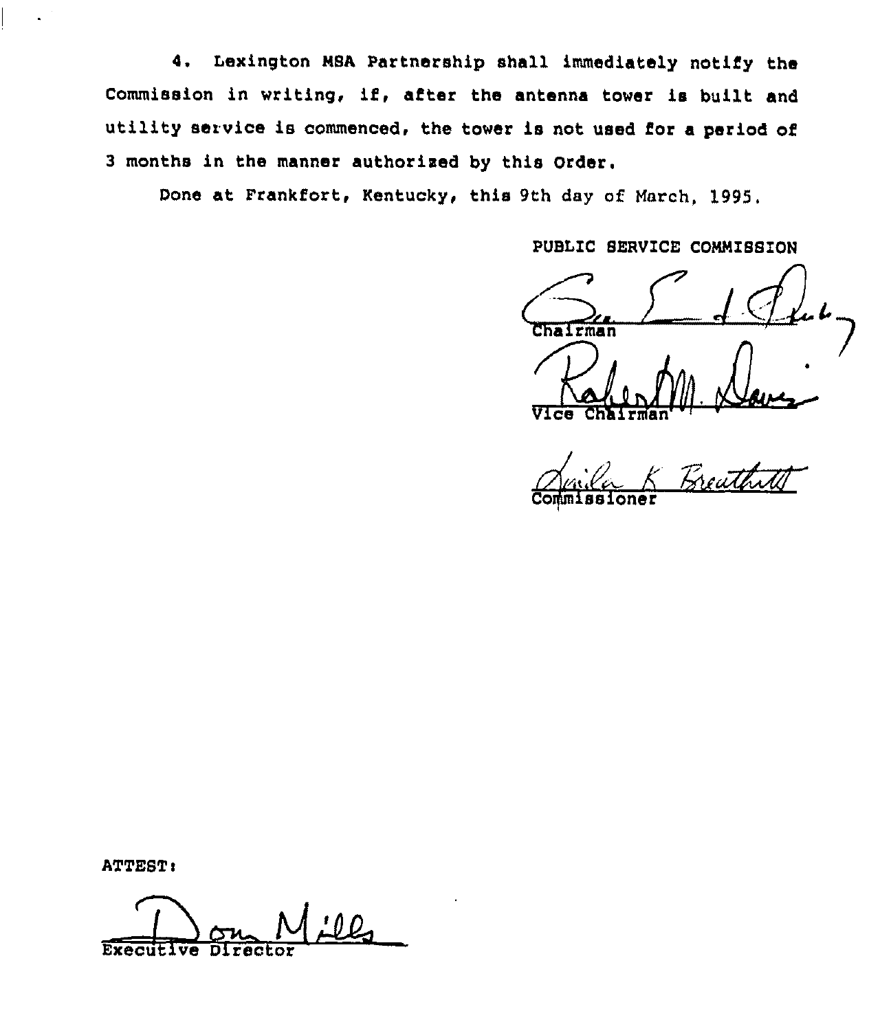4. Lexington MSA Partnership shall immediately notify the Commission in writing, if, after the antenna tower is built and utility service is commenced, the tower is not used for a period of 3 months in the manner authorized by this Order.

Done at Frankfort, Kentucky, this 9th day of March, 1995.

PUBLIC SERVICE COMMISSION

Chairman

Vice Chairman

Commissioner

ATTEST:

Executive Director